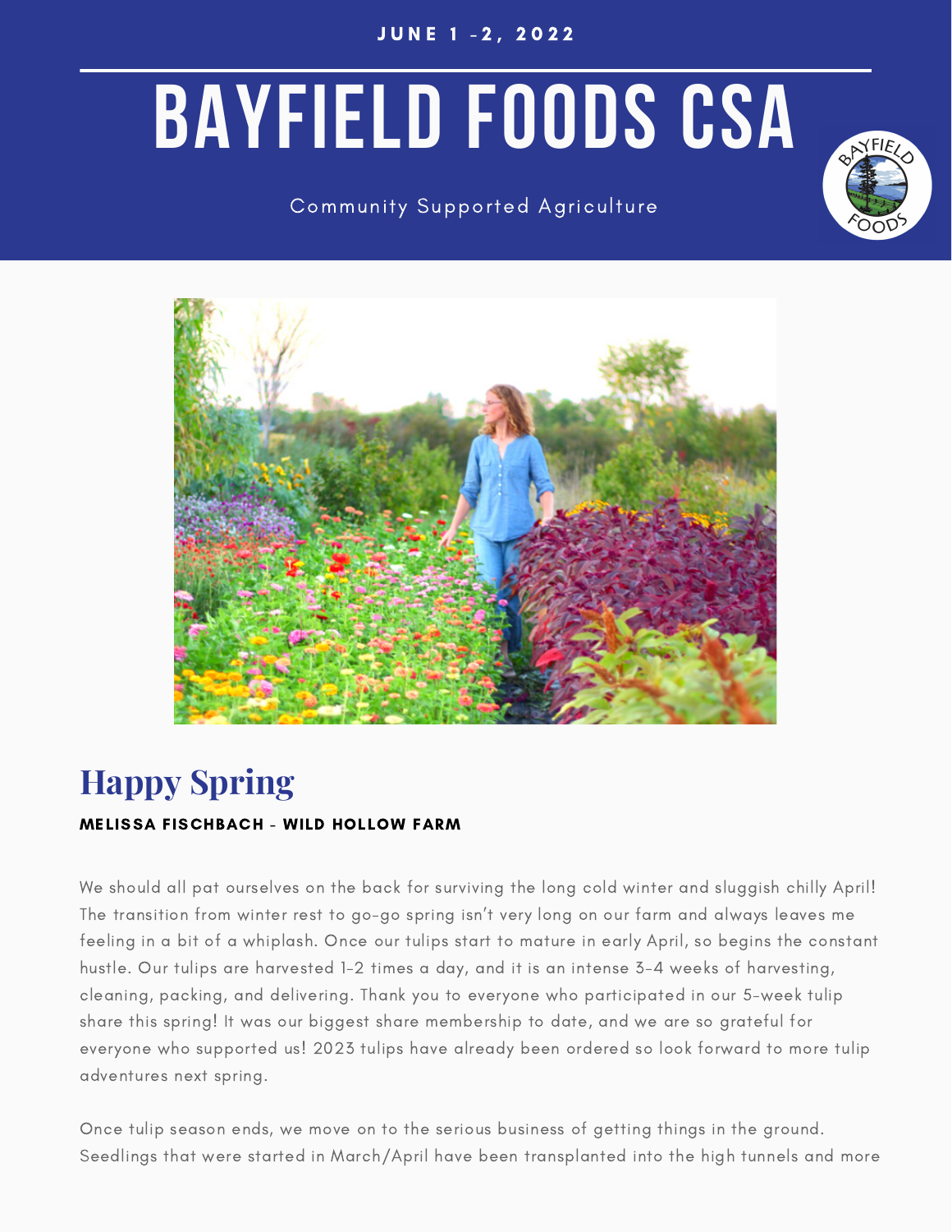JUNE 1 -2, 2022

# BAYFIELD FOODS CSA

Community Supported Agriculture

## Happy Spring

**MELISSA FISCHBACH - WILD HOLLOW FARM**

We should all pat ourselves on the back for surviving the long cold winter and sluggish chilly April! The transition from winter rest to go-go spring isn't very long on our farm and always leaves me feeling in a bit of a whiplash. Once our tulips start to mature in early April, so begins the constant hustle. Our tulips are harvested 1-2 times a day, and it is an intense 3-4 weeks of harvesting, cleaning, packing, and delivering. Thank you to everyone who participated in our 5-week tulip share this spring! It was our biggest share membership to date, and we are so grateful for everyone who supported us! 2023 tulips have already been ordered so look forward to more tulip adventures next spring.

Once tulip season ends, we move on to the serious business of getting things in the ground. Seedlings that were started in March/April have been transplanted into the high tunnels and more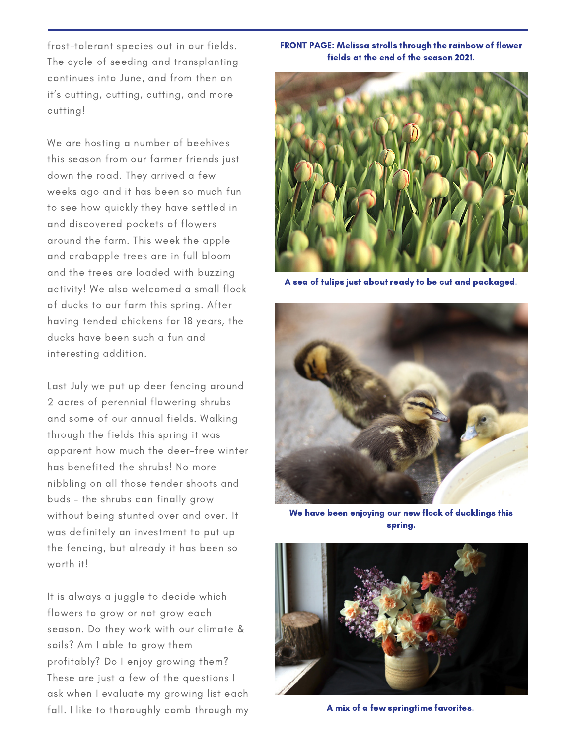frost-tolerant species out in our fields. The cycle of seeding and transplanting continues into June, and from then on it's cutting, cutting, cutting, and more cutting!

We are hosting a number of beehives this season from our farmer friends just down the road. They arrived a few weeks ago and it has been so much fun to see how quickly they have settled in and discovered pockets of flowers around the farm. This week the apple and crabapple trees are in full bloom and the trees are loaded with buzzing activity! We also welcomed a small flock of ducks to our farm this spring. After having tended chickens for 18 years, the ducks have been such a fun and interesting addition.

Last July we put up deer fencing around 2 acres of perennial flowering shrubs and some of our annual fields. Walking through the fields this spring it was apparent how much the deer-free winter has benefited the shrubs! No more nibbling on all those tender shoots and buds - the shrubs can finally grow without being stunted over and over. It was definitely an investment to put up the fencing, but already it has been so worth it!

It is always a juggle to decide which flowers to grow or not grow each season. Do they work with our climate & soils? Am I able to grow them profitably? Do I enjoy growing them? These are just a few of the questions I ask when I evaluate my growing list each fall. I like to thoroughly comb through my

**FRONT PAGE: Melissa strolls through the rainbow of flower fields at the end of the season 2021.**

**A sea of tulips just about ready to be cut and packaged.**

**We have been enjoying our new flock of ducklings this spring.**

**A mix of a few springtime favorites.**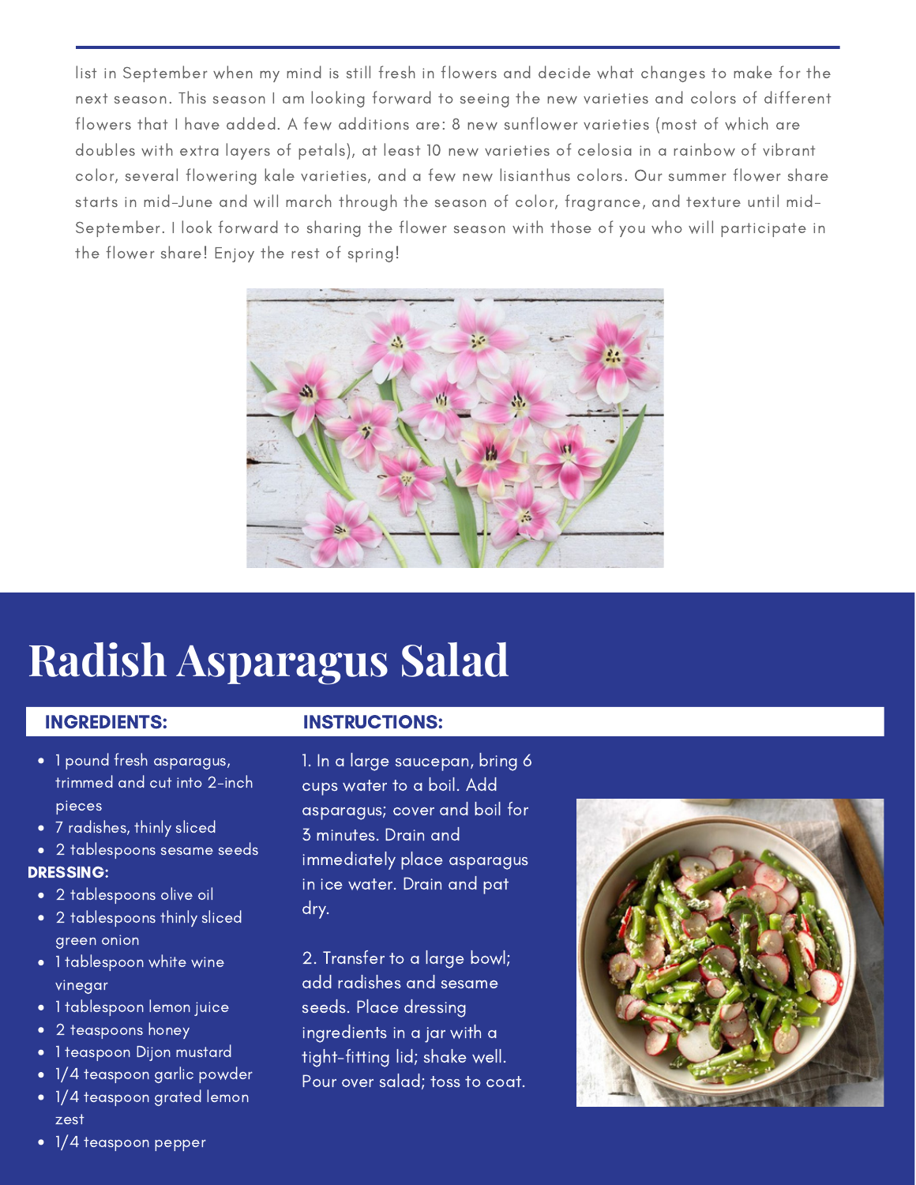list in September when my mind is still fresh in flowers and decide what changes to make for the next season. This season I am looking forward to seeing the new varieties and colors of different flowers that I have added. A few additions are: 8 new sunflower varieties (most of which are doubles with extra layers of petals), at least 10 new varieties of celosia in a rainbow of vibrant color, several flowering kale varieties, and a few new lisianthus colors. Our summer flower share starts in mid-June and will march through the season of color, fragrance, and texture until mid-September. I look forward to sharing the flower season with those of you who will participate in the flower share! Enjoy the rest of spring!

# Radish Asparagus Salad

**INGREDIENTS:**

- 1 pound fresh asparagus, trimmed and cut into 2-inch pieces
- 7 radishes, thinly sliced
- 2 tablespoons sesame seeds

**DRESSING:**

- 2 tablespoons olive oil
- 2 tablespoons thinly sliced green onion
- 1 tablespoon white wine vinegar
- 1 tablespoon lemon juice
- 2 teaspoons honey
- 1 teaspoon Dijon mustard
- 1/4 teaspoon garlic powder
- 1/4 teaspoon grated lemon zest
- 1/4 teaspoon pepper

**INSTRUCTIONS:**

1. In a large saucepan, bring 6 cups water to a boil. Add asparagus; cover and boil for 3 minutes. Drain and immediately place asparagus in ice water. Drain and pat dry.

2. Transfer to a large bowl; add radishes and sesame seeds. Place dressing ingredients in a jar with a tight-fitting lid; shake well. Pour over salad; toss to coat.